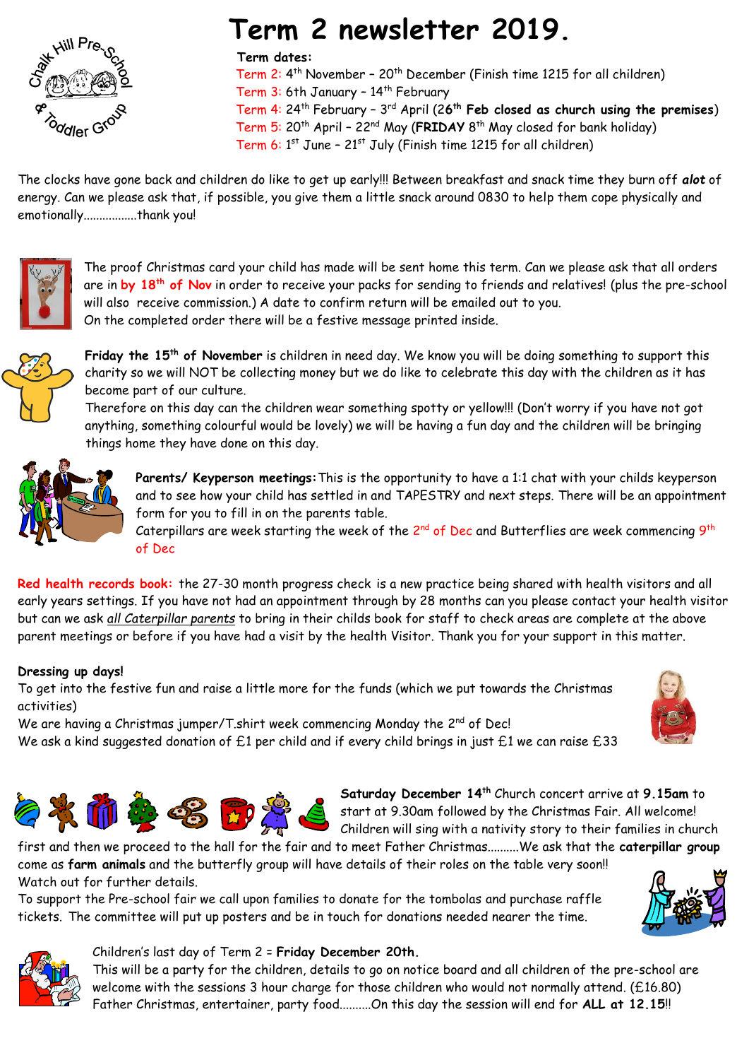# Term 2 newsletter 2019.

Chalk Hill Pre-School & Toddler Group

**Term dates:**

Term 2: 4th November – 20th December (Finish time 1215 for all children)
Term 3: 6th January – 14th February
Term 4: 24th February – 3rd April (**26th Feb closed as church using the premises**)
Term 5: 20th April – 22nd May (**FRIDAY** 8th May closed for bank holiday)
Term 6: 1st June – 21st July (Finish time 1215 for all children)

The clocks have gone back and children do like to get up early!!! Between breakfast and snack time they burn off ***alot*** of energy. Can we please ask that, if possible, you give them a little snack around 0830 to help them cope physically and emotionally.................thank you!

The proof Christmas card your child has made will be sent home this term. Can we please ask that all orders are in **by 18th of Nov** in order to receive your packs for sending to friends and relatives! (plus the pre-school will also receive commission.) A date to confirm return will be emailed out to you.
On the completed order there will be a festive message printed inside.

**Friday the 15th of November** is children in need day. We know you will be doing something to support this charity so we will NOT be collecting money but we do like to celebrate this day with the children as it has become part of our culture.
Therefore on this day can the children wear something spotty or yellow!!! (Don't worry if you have not got anything, something colourful would be lovely) we will be having a fun day and the children will be bringing things home they have done on this day.

**Parents/ Keyperson meetings:** This is the opportunity to have a 1:1 chat with your childs keyperson and to see how your child has settled in and TAPESTRY and next steps. There will be an appointment form for you to fill in on the parents table.
Caterpillars are week starting the week of the 2nd of Dec and Butterflies are week commencing 9th of Dec

**Red health records book:** the 27-30 month progress check is a new practice being shared with health visitors and all early years settings. If you have not had an appointment through by 28 months can you please contact your health visitor but can we ask *all Caterpillar parents* to bring in their childs book for staff to check areas are complete at the above parent meetings or before if you have had a visit by the health Visitor. Thank you for your support in this matter.

**Dressing up days!**
To get into the festive fun and raise a little more for the funds (which we put towards the Christmas activities)
We are having a Christmas jumper/T.shirt week commencing Monday the 2nd of Dec!
We ask a kind suggested donation of £1 per child and if every child brings in just £1 we can raise £33

**Saturday December 14th** Church concert arrive at **9.15am** to start at 9.30am followed by the Christmas Fair. All welcome! Children will sing with a nativity story to their families in church first and then we proceed to the hall for the fair and to meet Father Christmas..........We ask that the **caterpillar group** come as **farm animals** and the butterfly group will have details of their roles on the table very soon!!
Watch out for further details.
To support the Pre-school fair we call upon families to donate for the tombolas and purchase raffle tickets. The committee will put up posters and be in touch for donations needed nearer the time.

Children's last day of Term 2 = **Friday December 20th.**
This will be a party for the children, details to go on notice board and all children of the pre-school are welcome with the sessions 3 hour charge for those children who would not normally attend. (£16.80)
Father Christmas, entertainer, party food..........On this day the session will end for **ALL at 12.15**!!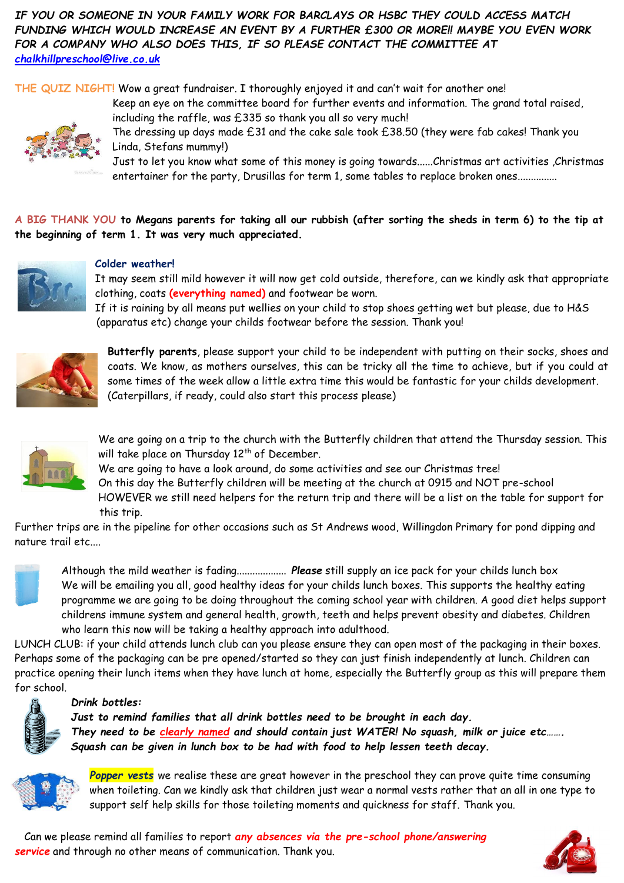***IF YOU OR SOMEONE IN YOUR FAMILY WORK FOR BARCLAYS OR HSBC THEY COULD ACCESS MATCH FUNDING WHICH WOULD INCREASE AN EVENT BY A FURTHER £300 OR MORE!! MAYBE YOU EVEN WORK FOR A COMPANY WHO ALSO DOES THIS, IF SO PLEASE CONTACT THE COMMITTEE AT chalkhillpreschool@live.co.uk***

**THE QUIZ NIGHT!** Wow a great fundraiser. I thoroughly enjoyed it and can't wait for another one!

Keep an eye on the committee board for further events and information. The grand total raised, including the raffle, was £335 so thank you all so very much!

The dressing up days made £31 and the cake sale took £38.50 (they were fab cakes! Thank you Linda, Stefans mummy!)

Just to let you know what some of this money is going towards……Christmas art activities ,Christmas entertainer for the party, Drusillas for term 1, some tables to replace broken ones……………

**A BIG THANK YOU to Megans parents for taking all our rubbish (after sorting the sheds in term 6) to the tip at the beginning of term 1. It was very much appreciated.**

**Colder weather!**

It may seem still mild however it will now get cold outside, therefore, can we kindly ask that appropriate clothing, coats **(everything named)** and footwear be worn.

If it is raining by all means put wellies on your child to stop shoes getting wet but please, due to H&S (apparatus etc) change your childs footwear before the session. Thank you!

**Butterfly parents**, please support your child to be independent with putting on their socks, shoes and coats. We know, as mothers ourselves, this can be tricky all the time to achieve, but if you could at some times of the week allow a little extra time this would be fantastic for your childs development. (Caterpillars, if ready, could also start this process please)

We are going on a trip to the church with the Butterfly children that attend the Thursday session. This will take place on Thursday 12th of December.

We are going to have a look around, do some activities and see our Christmas tree!

On this day the Butterfly children will be meeting at the church at 0915 and NOT pre-school HOWEVER we still need helpers for the return trip and there will be a list on the table for support for this trip.

Further trips are in the pipeline for other occasions such as St Andrews wood, Willingdon Primary for pond dipping and nature trail etc….

Although the mild weather is fading………………. ***Please*** still supply an ice pack for your childs lunch box

We will be emailing you all, good healthy ideas for your childs lunch boxes. This supports the healthy eating programme we are going to be doing throughout the coming school year with children. A good diet helps support childrens immune system and general health, growth, teeth and helps prevent obesity and diabetes. Children who learn this now will be taking a healthy approach into adulthood.

LUNCH CLUB: if your child attends lunch club can you please ensure they can open most of the packaging in their boxes. Perhaps some of the packaging can be pre opened/started so they can just finish independently at lunch. Children can practice opening their lunch items when they have lunch at home, especially the Butterfly group as this will prepare them for school.

***Drink bottles:***

***Just to remind families that all drink bottles need to be brought in each day.***

***They need to be clearly named and should contain just WATER! No squash, milk or juice etc…….***

***Squash can be given in lunch box to be had with food to help lessen teeth decay.***

***Popper vests*** we realise these are great however in the preschool they can prove quite time consuming when toileting. Can we kindly ask that children just wear a normal vests rather that an all in one type to support self help skills for those toileting moments and quickness for staff. Thank you.

Can we please remind all families to report ***any absences via the pre-school phone/answering service*** and through no other means of communication. Thank you.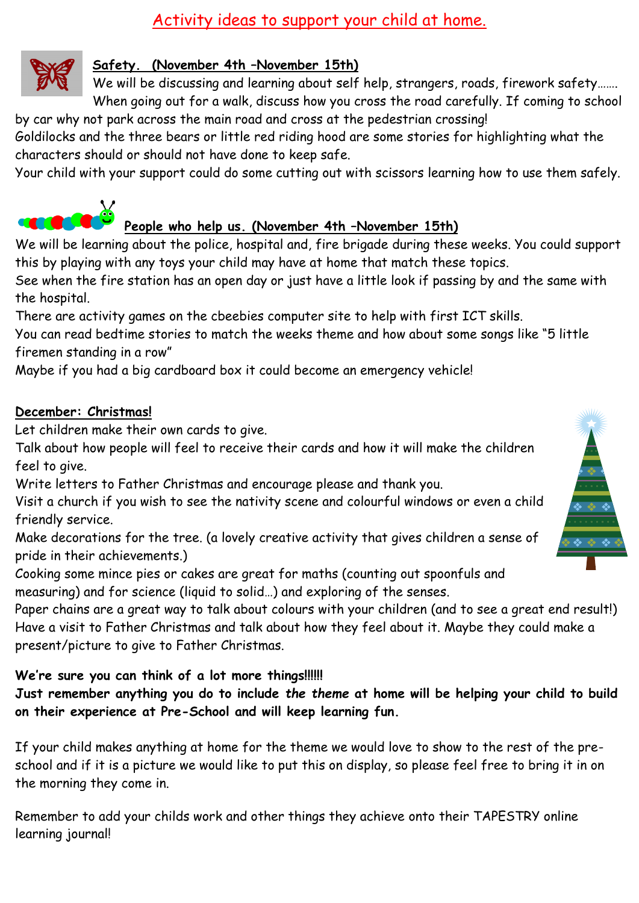# Activity ideas to support your child at home.

## Safety. (November 4th –November 15th)

We will be discussing and learning about self help, strangers, roads, firework safety…….
When going out for a walk, discuss how you cross the road carefully. If coming to school by car why not park across the main road and cross at the pedestrian crossing!
Goldilocks and the three bears or little red riding hood are some stories for highlighting what the characters should or should not have done to keep safe.
Your child with your support could do some cutting out with scissors learning how to use them safely.

## People who help us. (November 4th –November 15th)

We will be learning about the police, hospital and, fire brigade during these weeks. You could support this by playing with any toys your child may have at home that match these topics.
See when the fire station has an open day or just have a little look if passing by and the same with the hospital.
There are activity games on the cbeebies computer site to help with first ICT skills.
You can read bedtime stories to match the weeks theme and how about some songs like "5 little firemen standing in a row"
Maybe if you had a big cardboard box it could become an emergency vehicle!

## December: Christmas!

Let children make their own cards to give.
Talk about how people will feel to receive their cards and how it will make the children feel to give.
Write letters to Father Christmas and encourage please and thank you.
Visit a church if you wish to see the nativity scene and colourful windows or even a child friendly service.
Make decorations for the tree. (a lovely creative activity that gives children a sense of pride in their achievements.)
Cooking some mince pies or cakes are great for maths (counting out spoonfuls and measuring) and for science (liquid to solid…) and exploring of the senses.
Paper chains are a great way to talk about colours with your children (and to see a great end result!)
Have a visit to Father Christmas and talk about how they feel about it. Maybe they could make a present/picture to give to Father Christmas.

**We're sure you can think of a lot more things!!!!!!**
**Just remember anything you do to include *the theme* at home will be helping your child to build on their experience at Pre-School and will keep learning fun.**

If your child makes anything at home for the theme we would love to show to the rest of the pre-school and if it is a picture we would like to put this on display, so please feel free to bring it in on the morning they come in.

Remember to add your childs work and other things they achieve onto their TAPESTRY online learning journal!